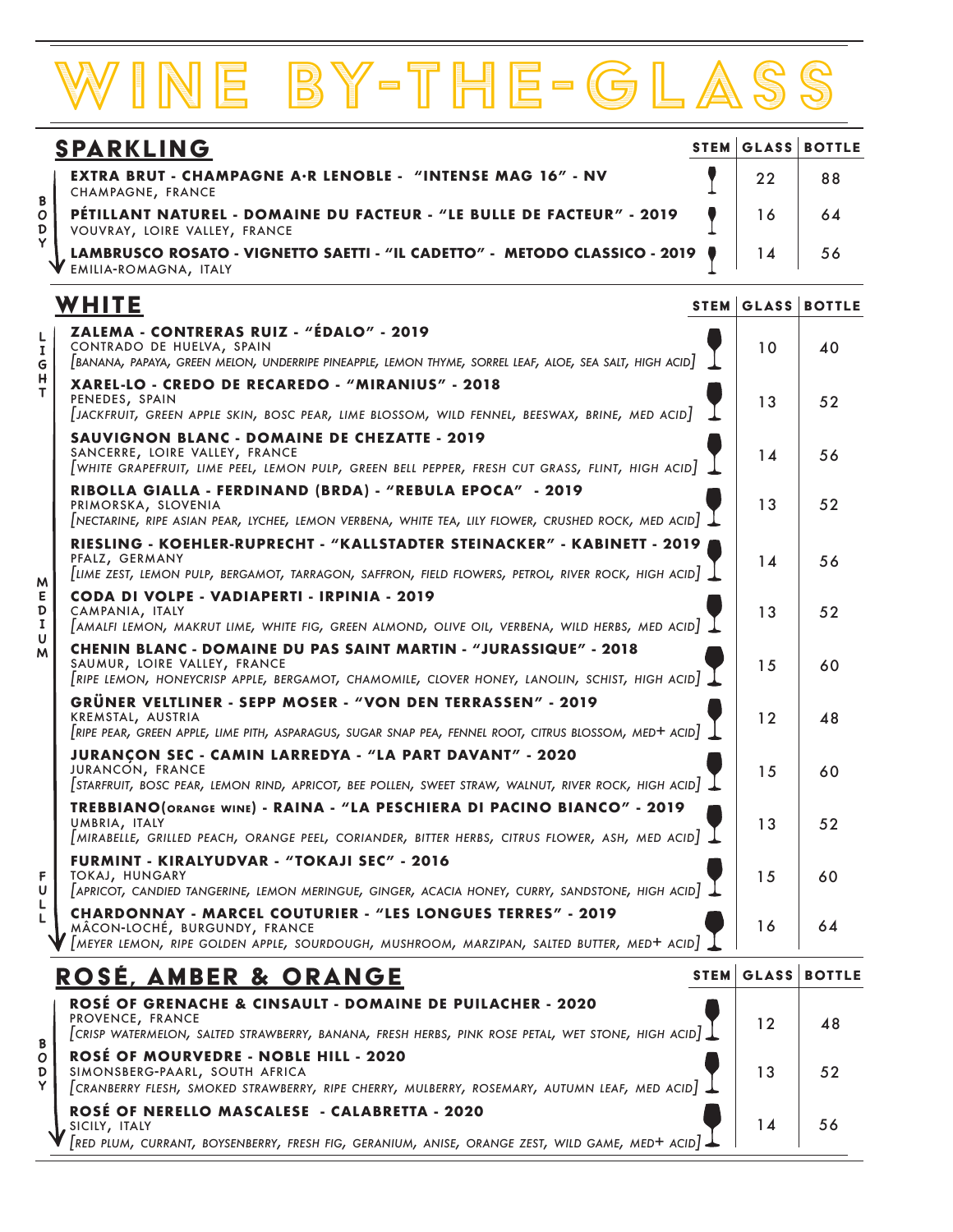# WINE BY-THE-GLASS

## SPARKLING

BODY ↓

| SPARKLING | STEM | GLASS | BOTTLE |
|---|---|---|---|
| **EXTRA BRUT - CHAMPAGNE A·R LENOBLE - "INTENSE MAG 16" - NV**<br>CHAMPAGNE, FRANCE | | 22 | 88 |
| **PÉTILLANT NATUREL - DOMAINE DU FACTEUR - "LE BULLE DE FACTEUR" - 2019**<br>VOUVRAY, LOIRE VALLEY, FRANCE | | 16 | 64 |
| **LAMBRUSCO ROSATO - VIGNETTO SAETTI - "IL CADETTO" - METODO CLASSICO - 2019**<br>EMILIA-ROMAGNA, ITALY | | 14 | 56 |

## WHITE

LIGHT → MEDIUM → FULL

| WHITE | STEM | GLASS | BOTTLE |
|---|---|---|---|
| **ZALEMA - CONTRERAS RUIZ - "ÉDALO" - 2019**<br>CONTRADO DE HUELVA, SPAIN<br>*[BANANA, PAPAYA, GREEN MELON, UNDERRIPE PINEAPPLE, LEMON THYME, SORREL LEAF, ALOE, SEA SALT, HIGH ACID]* | | 10 | 40 |
| **XAREL-LO - CREDO DE RECAREDO - "MIRANIUS" - 2018**<br>PENEDES, SPAIN<br>*[JACKFRUIT, GREEN APPLE SKIN, BOSC PEAR, LIME BLOSSOM, WILD FENNEL, BEESWAX, BRINE, MED ACID]* | | 13 | 52 |
| **SAUVIGNON BLANC - DOMAINE DE CHEZATTE - 2019**<br>SANCERRE, LOIRE VALLEY, FRANCE<br>*[WHITE GRAPEFRUIT, LIME PEEL, LEMON PULP, GREEN BELL PEPPER, FRESH CUT GRASS, FLINT, HIGH ACID]* | | 14 | 56 |
| **RIBOLLA GIALLA - FERDINAND (BRDA) - "REBULA EPOCA" - 2019**<br>PRIMORSKA, SLOVENIA<br>*[NECTARINE, RIPE ASIAN PEAR, LYCHEE, LEMON VERBENA, WHITE TEA, LILY FLOWER, CRUSHED ROCK, MED ACID]* | | 13 | 52 |
| **RIESLING - KOEHLER-RUPRECHT - "KALLSTADTER STEINACKER" - KABINETT - 2019**<br>PFALZ, GERMANY<br>*[LIME ZEST, LEMON PULP, BERGAMOT, TARRAGON, SAFFRON, FIELD FLOWERS, PETROL, RIVER ROCK, HIGH ACID]* | | 14 | 56 |
| **CODA DI VOLPE - VADIAPERTI - IRPINIA - 2019**<br>CAMPANIA, ITALY<br>*[AMALFI LEMON, MAKRUT LIME, WHITE FIG, GREEN ALMOND, OLIVE OIL, VERBENA, WILD HERBS, MED ACID]* | | 13 | 52 |
| **CHENIN BLANC - DOMAINE DU PAS SAINT MARTIN - "JURASSIQUE" - 2018**<br>SAUMUR, LOIRE VALLEY, FRANCE<br>*[RIPE LEMON, HONEYCRISP APPLE, BERGAMOT, CHAMOMILE, CLOVER HONEY, LANOLIN, SCHIST, HIGH ACID]* | | 15 | 60 |
| **GRÜNER VELTLINER - SEPP MOSER - "VON DEN TERRASSEN" - 2019**<br>KREMSTAL, AUSTRIA<br>*[RIPE PEAR, GREEN APPLE, LIME PITH, ASPARAGUS, SUGAR SNAP PEA, FENNEL ROOT, CITRUS BLOSSOM, MED+ ACID]* | | 12 | 48 |
| **JURANÇON SEC - CAMIN LARREDYA - "LA PART DAVANT" - 2020**<br>JURANÇON, FRANCE<br>*[STARFRUIT, BOSC PEAR, LEMON RIND, APRICOT, BEE POLLEN, SWEET STRAW, WALNUT, RIVER ROCK, HIGH ACID]* | | 15 | 60 |
| **TREBBIANO(ORANGE WINE) - RAINA - "LA PESCHIERA DI PACINO BIANCO" - 2019**<br>UMBRIA, ITALY<br>*[MIRABELLE, GRILLED PEACH, ORANGE PEEL, CORIANDER, BITTER HERBS, CITRUS FLOWER, ASH, MED ACID]* | | 13 | 52 |
| **FURMINT - KIRALYUDVAR - "TOKAJI SEC" - 2016**<br>TOKAJ, HUNGARY<br>*[APRICOT, CANDIED TANGERINE, LEMON MERINGUE, GINGER, ACACIA HONEY, CURRY, SANDSTONE, HIGH ACID]* | | 15 | 60 |
| **CHARDONNAY - MARCEL COUTURIER - "LES LONGUES TERRES" - 2019**<br>MÂCON-LOCHÉ, BURGUNDY, FRANCE<br>*[MEYER LEMON, RIPE GOLDEN APPLE, SOURDOUGH, MUSHROOM, MARZIPAN, SALTED BUTTER, MED+ ACID]* | | 16 | 64 |

## ROSÉ, AMBER & ORANGE

BODY ↓

| ROSÉ, AMBER & ORANGE | STEM | GLASS | BOTTLE |
|---|---|---|---|
| **ROSÉ OF GRENACHE & CINSAULT - DOMAINE DE PUILACHER - 2020**<br>PROVENCE, FRANCE<br>*[CRISP WATERMELON, SALTED STRAWBERRY, BANANA, FRESH HERBS, PINK ROSE PETAL, WET STONE, HIGH ACID]* | | 12 | 48 |
| **ROSÉ OF MOURVEDRE - NOBLE HILL - 2020**<br>SIMONSBERG-PAARL, SOUTH AFRICA<br>*[CRANBERRY FLESH, SMOKED STRAWBERRY, RIPE CHERRY, MULBERRY, ROSEMARY, AUTUMN LEAF, MED ACID]* | | 13 | 52 |
| **ROSÉ OF NERELLO MASCALESE - CALABRETTA - 2020**<br>SICILY, ITALY<br>*[RED PLUM, CURRANT, BOYSENBERRY, FRESH FIG, GERANIUM, ANISE, ORANGE ZEST, WILD GAME, MED+ ACID]* | | 14 | 56 |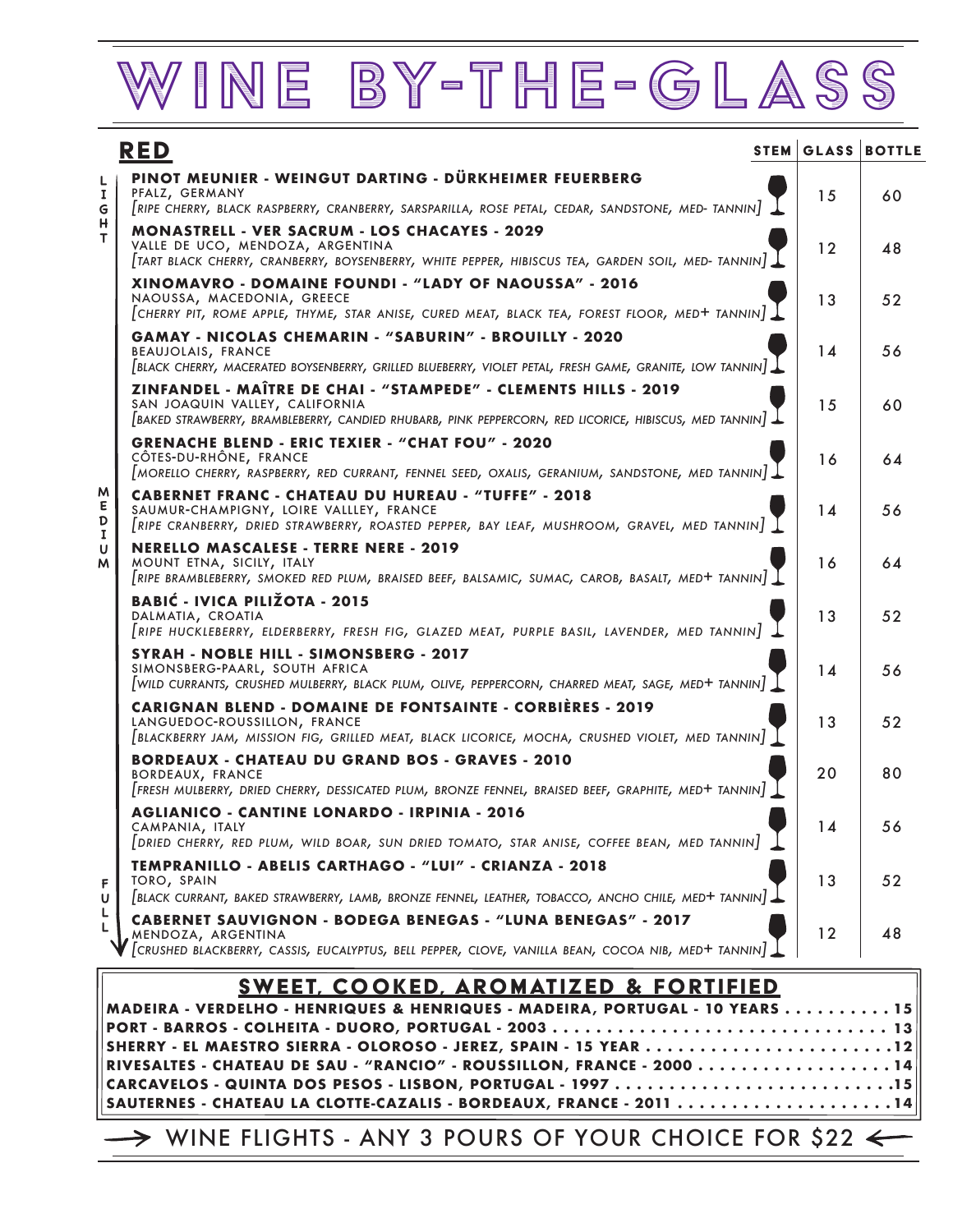# WINE BY-THE-GLASS

## RED

LIGHT → MEDIUM → FULL

| RED | GLASS | BOTTLE |
|---|---|---|
| **PINOT MEUNIER - WEINGUT DARTING - DÜRKHEIMER FEUERBERG**<br>PFALZ, GERMANY<br>*[RIPE CHERRY, BLACK RASPBERRY, CRANBERRY, SARSPARILLA, ROSE PETAL, CEDAR, SANDSTONE, MED- TANNIN]* | 15 | 60 |
| **MONASTRELL - VER SACRUM - LOS CHACAYES - 2029**<br>VALLE DE UCO, MENDOZA, ARGENTINA<br>*[TART BLACK CHERRY, CRANBERRY, BOYSENBERRY, WHITE PEPPER, HIBISCUS TEA, GARDEN SOIL, MED- TANNIN]* | 12 | 48 |
| **XINOMAVRO - DOMAINE FOUNDI - "LADY OF NAOUSSA" - 2016**<br>NAOUSSA, MACEDONIA, GREECE<br>*[CHERRY PIT, ROME APPLE, THYME, STAR ANISE, CURED MEAT, BLACK TEA, FOREST FLOOR, MED+ TANNIN]* | 13 | 52 |
| **GAMAY - NICOLAS CHEMARIN - "SABURIN" - BROUILLY - 2020**<br>BEAUJOLAIS, FRANCE<br>*[BLACK CHERRY, MACERATED BOYSENBERRY, GRILLED BLUEBERRY, VIOLET PETAL, FRESH GAME, GRANITE, LOW TANNIN]* | 14 | 56 |
| **ZINFANDEL - MAÎTRE DE CHAI - "STAMPEDE" - CLEMENTS HILLS - 2019**<br>SAN JOAQUIN VALLEY, CALIFORNIA<br>*[BAKED STRAWBERRY, BRAMBLEBERRY, CANDIED RHUBARB, PINK PEPPERCORN, RED LICORICE, HIBISCUS, MED TANNIN]* | 15 | 60 |
| **GRENACHE BLEND - ERIC TEXIER - "CHAT FOU" - 2020**<br>CÔTES-DU-RHÔNE, FRANCE<br>*[MORELLO CHERRY, RASPBERRY, RED CURRANT, FENNEL SEED, OXALIS, GERANIUM, SANDSTONE, MED TANNIN]* | 16 | 64 |
| **CABERNET FRANC - CHATEAU DU HUREAU - "TUFFE" - 2018**<br>SAUMUR-CHAMPIGNY, LOIRE VALLLEY, FRANCE<br>*[RIPE CRANBERRY, DRIED STRAWBERRY, ROASTED PEPPER, BAY LEAF, MUSHROOM, GRAVEL, MED TANNIN]* | 14 | 56 |
| **NERELLO MASCALESE - TERRE NERE - 2019**<br>MOUNT ETNA, SICILY, ITALY<br>*[RIPE BRAMBLEBERRY, SMOKED RED PLUM, BRAISED BEEF, BALSAMIC, SUMAC, CAROB, BASALT, MED+ TANNIN]* | 16 | 64 |
| **BABIĆ - IVICA PILIŽOTA - 2015**<br>DALMATIA, CROATIA<br>*[RIPE HUCKLEBERRY, ELDERBERRY, FRESH FIG, GLAZED MEAT, PURPLE BASIL, LAVENDER, MED TANNIN]* | 13 | 52 |
| **SYRAH - NOBLE HILL - SIMONSBERG - 2017**<br>SIMONSBERG-PAARL, SOUTH AFRICA<br>*[WILD CURRANTS, CRUSHED MULBERRY, BLACK PLUM, OLIVE, PEPPERCORN, CHARRED MEAT, SAGE, MED+ TANNIN]* | 14 | 56 |
| **CARIGNAN BLEND - DOMAINE DE FONTSAINTE - CORBIÈRES - 2019**<br>LANGUEDOC-ROUSSILLON, FRANCE<br>*[BLACKBERRY JAM, MISSION FIG, GRILLED MEAT, BLACK LICORICE, MOCHA, CRUSHED VIOLET, MED TANNIN]* | 13 | 52 |
| **BORDEAUX - CHATEAU DU GRAND BOS - GRAVES - 2010**<br>BORDEAUX, FRANCE<br>*[FRESH MULBERRY, DRIED CHERRY, DESSICATED PLUM, BRONZE FENNEL, BRAISED BEEF, GRAPHITE, MED+ TANNIN]* | 20 | 80 |
| **AGLIANICO - CANTINE LONARDO - IRPINIA - 2016**<br>CAMPANIA, ITALY<br>*[DRIED CHERRY, RED PLUM, WILD BOAR, SUN DRIED TOMATO, STAR ANISE, COFFEE BEAN, MED TANNIN]* | 14 | 56 |
| **TEMPRANILLO - ABELIS CARTHAGO - "LUI" - CRIANZA - 2018**<br>TORO, SPAIN<br>*[BLACK CURRANT, BAKED STRAWBERRY, LAMB, BRONZE FENNEL, LEATHER, TOBACCO, ANCHO CHILE, MED+ TANNIN]* | 13 | 52 |
| **CABERNET SAUVIGNON - BODEGA BENEGAS - "LUNA BENEGAS" - 2017**<br>MENDOZA, ARGENTINA<br>*[CRUSHED BLACKBERRY, CASSIS, EUCALYPTUS, BELL PEPPER, CLOVE, VANILLA BEAN, COCOA NIB, MED+ TANNIN]* | 12 | 48 |

## SWEET, COOKED, AROMATIZED & FORTIFIED

**MADEIRA - VERDELHO - HENRIQUES & HENRIQUES - MADEIRA, PORTUGAL - 10 YEARS .......... 15**

**PORT - BARROS - COLHEITA - DUORO, PORTUGAL - 2003 .............................. 13**

**SHERRY - EL MAESTRO SIERRA - OLOROSO - JEREZ, SPAIN - 15 YEAR ......................12**

**RIVESALTES - CHATEAU DE SAU - "RANCIO" - ROUSSILLON, FRANCE - 2000 .................. 14**

**CARCAVELOS - QUINTA DOS PESOS - LISBON, PORTUGAL - 1997 ..........................15**

**SAUTERNES - CHATEAU LA CLOTTE-CAZALIS - BORDEAUX, FRANCE - 2011 ....................14**

→ WINE FLIGHTS - ANY 3 POURS OF YOUR CHOICE FOR $22 ←